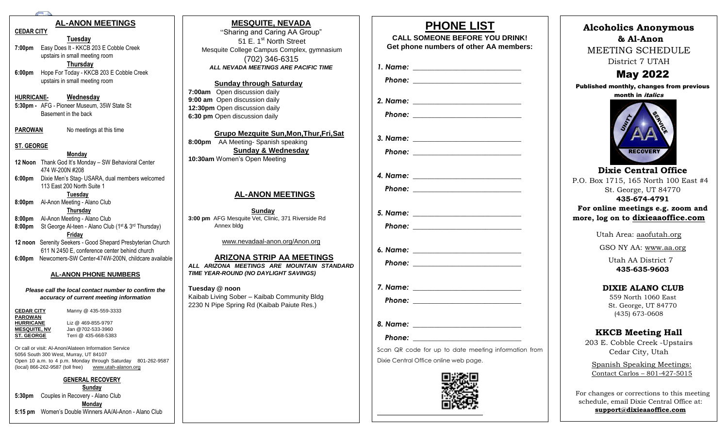## AL-ANON MEETINGS

**CEDAR CITY**

**Tuesday**

**7:00pm** Easy Does It - KKCB 203 E Cobble Creek upstairs in small meeting room

**Thursday**

**6:00pm** Hope For Today - KKCB 203 E Cobble Creek upstairs in small meeting room

**HURRICANE- Wednesday**

**5:30pm -** AFG - Pioneer Museum, 35W State St Basement in the back

**PAROWAN** No meetings at this time

**ST. GEORGE**

**Monday**

**12 Noon** Thank God It's Monday – SW Behavioral Center 474 W-200N #208

**6:00pm** Dixie Men's Stag- USARA, dual members welcomed 113 East 200 North Suite 1

**Tuesday**

**8:00pm** Al-Anon Meeting - Alano Club

**Thursday**

**8:00pm** Al-Anon Meeting - Alano Club

**8:00pm** St George Al-teen - Alano Club (1st & 3rd Thursday)

**Friday**

**12 noon** Serenity Seekers - Good Shepard Presbyterian Church 611 N 2450 E, conference center behind church

**6:00pm** Newcomers-SW Center-474W-200N, childcare available

### AL-ANON PHONE NUMBERS

***Please call the local contact number to confirm the accuracy of current meeting information***

| | |
|---|---|
| **CEDAR CITY** | Manny @ 435-559-3333 |
| **PAROWAN** | |
| **HURRICANE** | Liz @ 469-855-9797 |
| **MESQUITE, NV** | Jan @702-533-3960 |
| **ST. GEORGE** | Terri @ 435-668-5383 |

Or call or visit: Al-Anon/Alateen Information Service
5056 South 300 West, Murray, UT 84107
Open 10 a.m. to 4 p.m. Monday through Saturday 801-262-9587 (local) 866-262-9587 (toll free) www.utah-alanon.org

### GENERAL RECOVERY

**Sunday**

**5:30pm** Couples in Recovery - Alano Club

**Monday**

**5:15 pm** Women's Double Winners AA/Al-Anon - Alano Club

## MESQUITE, NEVADA

"Sharing and Caring AA Group"
51 E. 1st North Street
Mesquite College Campus Complex, gymnasium
(702) 346-6315
***ALL NEVADA MEETINGS ARE PACIFIC TIME***

**Sunday through Saturday**

**7:00am** Open discussion daily
**9:00 am** Open discussion daily
**12:30pm** Open discussion daily
**6:30 pm** Open discussion daily

**Grupo Mezquite Sun,Mon,Thur,Fri,Sat**

**8:00pm** AA Meeting- Spanish speaking

**Sunday & Wednesday**

**10:30am** Women's Open Meeting

### AL-ANON MEETINGS

**Sunday**

**3:00 pm** AFG Mesquite Vet, Clinic, 371 Riverside Rd Annex bldg

www.nevadaal-anon.org/Anon.org

### ARIZONA STRIP AA MEETINGS

***ALL ARIZONA MEETINGS ARE MOUNTAIN STANDARD TIME YEAR-ROUND (NO DAYLIGHT SAVINGS)***

**Tuesday @ noon**
Kaibab Living Sober – Kaibab Community Bldg
2230 N Pipe Spring Rd (Kaibab Paiute Res.)

# PHONE LIST

**CALL SOMEONE BEFORE YOU DRINK!**
**Get phone numbers of other AA members:**

*1. Name:* ____________________
*Phone:* ____________________

*2. Name:* ____________________
*Phone:* ____________________

*3. Name:* ____________________
*Phone:* ____________________

*4. Name:* ____________________
*Phone:* ____________________

*5. Name:* ____________________
*Phone:* ____________________

*6. Name:* ____________________
*Phone:* ____________________

*7. Name:* ____________________
*Phone:* ____________________

*8. Name:* ____________________
*Phone:* ____________________

Scan QR code for up to date meeting information from Dixie Central Office online web page.

# Alcoholics Anonymous & Al-Anon

MEETING SCHEDULE
District 7 UTAH

## May 2022

**Published monthly, changes from previous month in *italics***

**Dixie Central Office**
P.O. Box 1715, 165 North 100 East #4
St. George, UT 84770
**435-674-4791**

**For online meetings e.g. zoom and more, log on to dixieaaoffice.com**

Utah Area: aaofutah.org

GSO NY AA: www.aa.org

Utah AA District 7
**435-635-9603**

**DIXIE ALANO CLUB**
559 North 1060 East
St. George, UT 84770
(435) 673-0608

**KKCB Meeting Hall**
203 E. Cobble Creek -Upstairs
Cedar City, Utah

Spanish Speaking Meetings:
Contact Carlos – 801-427-5015

For changes or corrections to this meeting schedule, email Dixie Central Office at: **support@dixieaaoffice.com**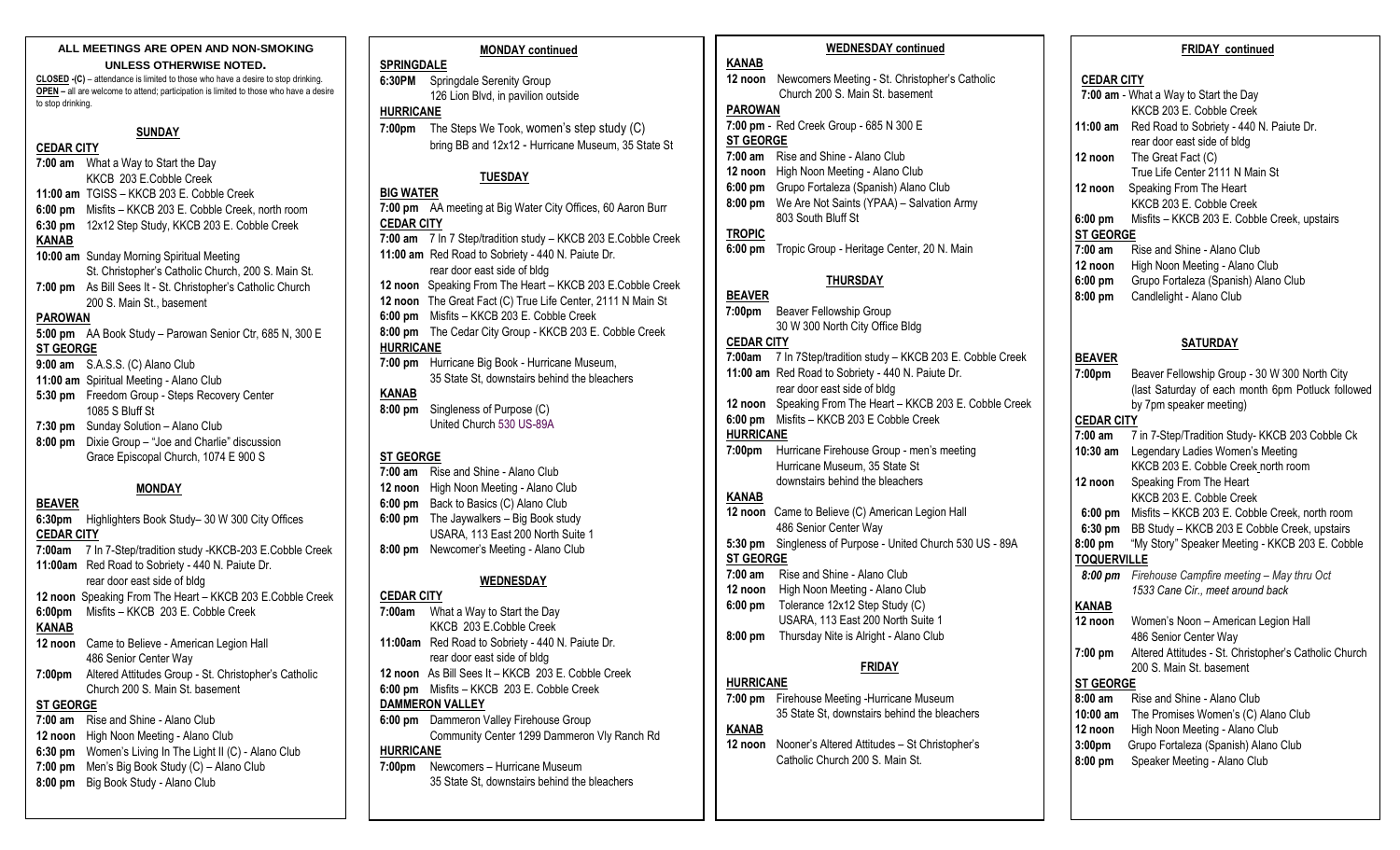**ALL MEETINGS ARE OPEN AND NON-SMOKING UNLESS OTHERWISE NOTED.**

**CLOSED -(C)** – attendance is limited to those who have a desire to stop drinking.
**OPEN –** all are welcome to attend; participation is limited to those who have a desire to stop drinking.

## SUNDAY

**CEDAR CITY**

- **7:00 am** What a Way to Start the Day KKCB 203 E.Cobble Creek
- **11:00 am** TGISS – KKCB 203 E. Cobble Creek
- **6:00 pm** Misfits – KKCB 203 E. Cobble Creek, north room
- **6:30 pm** 12x12 Step Study, KKCB 203 E. Cobble Creek

**KANAB**

- **10:00 am** Sunday Morning Spiritual Meeting St. Christopher's Catholic Church, 200 S. Main St.
- **7:00 pm** As Bill Sees It - St. Christopher's Catholic Church 200 S. Main St., basement

**PAROWAN**

- **5:00 pm** AA Book Study – Parowan Senior Ctr, 685 N, 300 E

**ST GEORGE**

- **9:00 am** S.A.S.S. (C) Alano Club
- **11:00 am** Spiritual Meeting - Alano Club
- **5:30 pm** Freedom Group - Steps Recovery Center 1085 S Bluff St
- **7:30 pm** Sunday Solution – Alano Club
- **8:00 pm** Dixie Group – "Joe and Charlie" discussion Grace Episcopal Church, 1074 E 900 S

## MONDAY

**BEAVER**

- **6:30pm** Highlighters Book Study– 30 W 300 City Offices

**CEDAR CITY**

- **7:00am** 7 In 7-Step/tradition study -KKCB-203 E.Cobble Creek
- **11:00am** Red Road to Sobriety - 440 N. Paiute Dr. rear door east side of bldg
- **12 noon** Speaking From The Heart – KKCB 203 E.Cobble Creek
- **6:00pm** Misfits – KKCB 203 E. Cobble Creek

**KANAB**

- **12 noon** Came to Believe - American Legion Hall 486 Senior Center Way
- **7:00pm** Altered Attitudes Group - St. Christopher's Catholic Church 200 S. Main St. basement

**ST GEORGE**

- **7:00 am** Rise and Shine - Alano Club
- **12 noon** High Noon Meeting - Alano Club
- **6:30 pm** Women's Living In The Light II (C) - Alano Club
- **7:00 pm** Men's Big Book Study (C) – Alano Club
- **8:00 pm** Big Book Study - Alano Club

## MONDAY continued

**SPRINGDALE**

- **6:30PM** Springdale Serenity Group 126 Lion Blvd, in pavilion outside

**HURRICANE**

- **7:00pm** The Steps We Took, women's step study (C) bring BB and 12x12 - Hurricane Museum, 35 State St

## TUESDAY

**BIG WATER**

- **7:00 pm** AA meeting at Big Water City Offices, 60 Aaron Burr

**CEDAR CITY**

- **7:00 am** 7 In 7 Step/tradition study – KKCB 203 E.Cobble Creek
- **11:00 am** Red Road to Sobriety - 440 N. Paiute Dr. rear door east side of bldg
- **12 noon** Speaking From The Heart – KKCB 203 E.Cobble Creek
- **12 noon** The Great Fact (C) True Life Center, 2111 N Main St
- **6:00 pm** Misfits – KKCB 203 E. Cobble Creek
- **8:00 pm** The Cedar City Group - KKCB 203 E. Cobble Creek

**HURRICANE**

- **7:00 pm** Hurricane Big Book - Hurricane Museum, 35 State St, downstairs behind the bleachers

**KANAB**

- **8:00 pm** Singleness of Purpose (C) United Church 530 US-89A

**ST GEORGE**

- **7:00 am** Rise and Shine - Alano Club
- **12 noon** High Noon Meeting - Alano Club
- **6:00 pm** Back to Basics (C) Alano Club
- **6:00 pm** The Jaywalkers – Big Book study USARA, 113 East 200 North Suite 1
- **8:00 pm** Newcomer's Meeting - Alano Club

## WEDNESDAY

**CEDAR CITY**

- **7:00am** What a Way to Start the Day KKCB 203 E.Cobble Creek
- **11:00am** Red Road to Sobriety - 440 N. Paiute Dr. rear door east side of bldg
- **12 noon** As Bill Sees It – KKCB 203 E. Cobble Creek
- **6:00 pm** Misfits – KKCB 203 E. Cobble Creek

**DAMMERON VALLEY**

- **6:00 pm** Dammeron Valley Firehouse Group Community Center 1299 Dammeron Vly Ranch Rd

**HURRICANE**

- **7:00pm** Newcomers – Hurricane Museum 35 State St, downstairs behind the bleachers

## WEDNESDAY continued

**KANAB**

- **12 noon** Newcomers Meeting - St. Christopher's Catholic Church 200 S. Main St. basement

**PAROWAN**

- **7:00 pm** - Red Creek Group - 685 N 300 E

**ST GEORGE**

- **7:00 am** Rise and Shine - Alano Club
- **12 noon** High Noon Meeting - Alano Club
- **6:00 pm** Grupo Fortaleza (Spanish) Alano Club
- **8:00 pm** We Are Not Saints (YPAA) – Salvation Army 803 South Bluff St

**TROPIC**

- **6:00 pm** Tropic Group - Heritage Center, 20 N. Main

## THURSDAY

**BEAVER**

- **7:00pm** Beaver Fellowship Group 30 W 300 North City Office Bldg

**CEDAR CITY**

- **7:00am** 7 In 7Step/tradition study – KKCB 203 E. Cobble Creek
- **11:00 am** Red Road to Sobriety - 440 N. Paiute Dr. rear door east side of bldg
- **12 noon** Speaking From The Heart – KKCB 203 E. Cobble Creek
- **6:00 pm** Misfits – KKCB 203 E Cobble Creek

**HURRICANE**

- **7:00pm** Hurricane Firehouse Group - men's meeting Hurricane Museum, 35 State St downstairs behind the bleachers

**KANAB**

- **12 noon** Came to Believe (C) American Legion Hall 486 Senior Center Way
- **5:30 pm** Singleness of Purpose - United Church 530 US - 89A

**ST GEORGE**

- **7:00 am** Rise and Shine - Alano Club
- **12 noon** High Noon Meeting - Alano Club
- **6:00 pm** Tolerance 12x12 Step Study (C) USARA, 113 East 200 North Suite 1
- **8:00 pm** Thursday Nite is Alright - Alano Club

## FRIDAY

**HURRICANE**

- **7:00 pm** Firehouse Meeting -Hurricane Museum 35 State St, downstairs behind the bleachers

**KANAB**

- **12 noon** Nooner's Altered Attitudes – St Christopher's Catholic Church 200 S. Main St.

## FRIDAY continued

**CEDAR CITY**

- **7:00 am** - What a Way to Start the Day KKCB 203 E. Cobble Creek
- **11:00 am** Red Road to Sobriety - 440 N. Paiute Dr. rear door east side of bldg
- **12 noon** The Great Fact (C) True Life Center 2111 N Main St
- **12 noon** Speaking From The Heart KKCB 203 E. Cobble Creek
- **6:00 pm** Misfits – KKCB 203 E. Cobble Creek, upstairs

**ST GEORGE**

- **7:00 am** Rise and Shine - Alano Club
- **12 noon** High Noon Meeting - Alano Club
- **6:00 pm** Grupo Fortaleza (Spanish) Alano Club
- **8:00 pm** Candlelight - Alano Club

## SATURDAY

**BEAVER**

- **7:00pm** Beaver Fellowship Group - 30 W 300 North City (last Saturday of each month 6pm Potluck followed by 7pm speaker meeting)

**CEDAR CITY**

- **7:00 am** 7 in 7-Step/Tradition Study- KKCB 203 Cobble Ck
- **10:30 am** Legendary Ladies Women's Meeting KKCB 203 E. Cobble Creek north room
- **12 noon** Speaking From The Heart KKCB 203 E. Cobble Creek
- **6:00 pm** Misfits – KKCB 203 E. Cobble Creek, north room
- **6:30 pm** BB Study – KKCB 203 E Cobble Creek, upstairs
- **8:00 pm** "My Story" Speaker Meeting - KKCB 203 E. Cobble

**TOQUERVILLE**

- ***8:00 pm*** *Firehouse Campfire meeting – May thru Oct 1533 Cane Cir., meet around back*

**KANAB**

- **12 noon** Women's Noon – American Legion Hall 486 Senior Center Way
- **7:00 pm** Altered Attitudes - St. Christopher's Catholic Church 200 S. Main St. basement

**ST GEORGE**

- **8:00 am** Rise and Shine - Alano Club
- **10:00 am** The Promises Women's (C) Alano Club
- **12 noon** High Noon Meeting - Alano Club
- **3:00pm** Grupo Fortaleza (Spanish) Alano Club
- **8:00 pm** Speaker Meeting - Alano Club